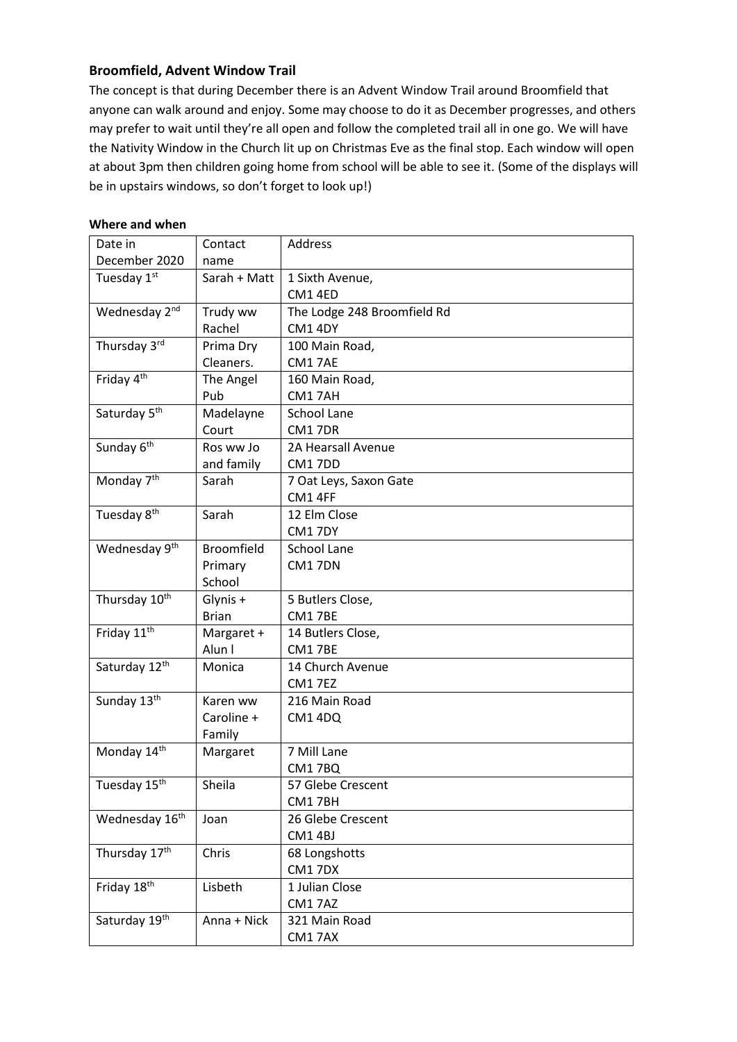## Broomfield, Advent Window Trail

The concept is that during December there is an Advent Window Trail around Broomfield that anyone can walk around and enjoy. Some may choose to do it as December progresses, and others may prefer to wait until they're all open and follow the completed trail all in one go. We will have the Nativity Window in the Church lit up on Christmas Eve as the final stop. Each window will open at about 3pm then children going home from school will be able to see it. (Some of the displays will be in upstairs windows, so don't forget to look up!)

**Where and when**

| Date in December 2020 | Contact name | Address |
|---|---|---|
| Tuesday 1st | Sarah + Matt | 1 Sixth Avenue, CM1 4ED |
| Wednesday 2nd | Trudy ww Rachel | The Lodge 248 Broomfield Rd CM1 4DY |
| Thursday 3rd | Prima Dry Cleaners. | 100 Main Road, CM1 7AE |
| Friday 4th | The Angel Pub | 160 Main Road, CM1 7AH |
| Saturday 5th | Madelayne Court | School Lane CM1 7DR |
| Sunday 6th | Ros ww Jo and family | 2A Hearsall Avenue CM1 7DD |
| Monday 7th | Sarah | 7 Oat Leys, Saxon Gate CM1 4FF |
| Tuesday 8th | Sarah | 12 Elm Close CM1 7DY |
| Wednesday 9th | Broomfield Primary School | School Lane CM1 7DN |
| Thursday 10th | Glynis + Brian | 5 Butlers Close, CM1 7BE |
| Friday 11th | Margaret + Alun l | 14 Butlers Close, CM1 7BE |
| Saturday 12th | Monica | 14 Church Avenue CM1 7EZ |
| Sunday 13th | Karen ww Caroline + Family | 216 Main Road CM1 4DQ |
| Monday 14th | Margaret | 7 Mill Lane CM1 7BQ |
| Tuesday 15th | Sheila | 57 Glebe Crescent CM1 7BH |
| Wednesday 16th | Joan | 26 Glebe Crescent CM1 4BJ |
| Thursday 17th | Chris | 68 Longshotts CM1 7DX |
| Friday 18th | Lisbeth | 1 Julian Close CM1 7AZ |
| Saturday 19th | Anna + Nick | 321 Main Road CM1 7AX |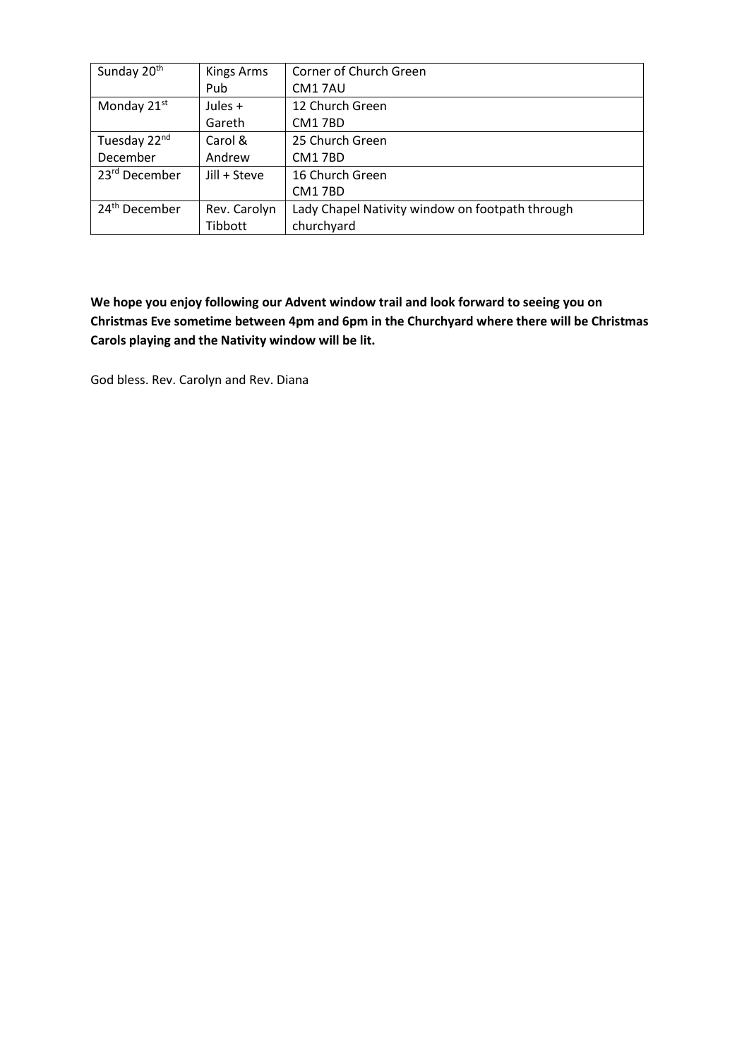| | | |
|---|---|---|
| Sunday 20th | Kings Arms Pub | Corner of Church Green CM1 7AU |
| Monday 21st | Jules + Gareth | 12 Church Green CM1 7BD |
| Tuesday 22nd December | Carol & Andrew | 25 Church Green CM1 7BD |
| 23rd December | Jill + Steve | 16 Church Green CM1 7BD |
| 24th December | Rev. Carolyn Tibbott | Lady Chapel Nativity window on footpath through churchyard |

**We hope you enjoy following our Advent window trail and look forward to seeing you on Christmas Eve sometime between 4pm and 6pm in the Churchyard where there will be Christmas Carols playing and the Nativity window will be lit.**

God bless. Rev. Carolyn and Rev. Diana